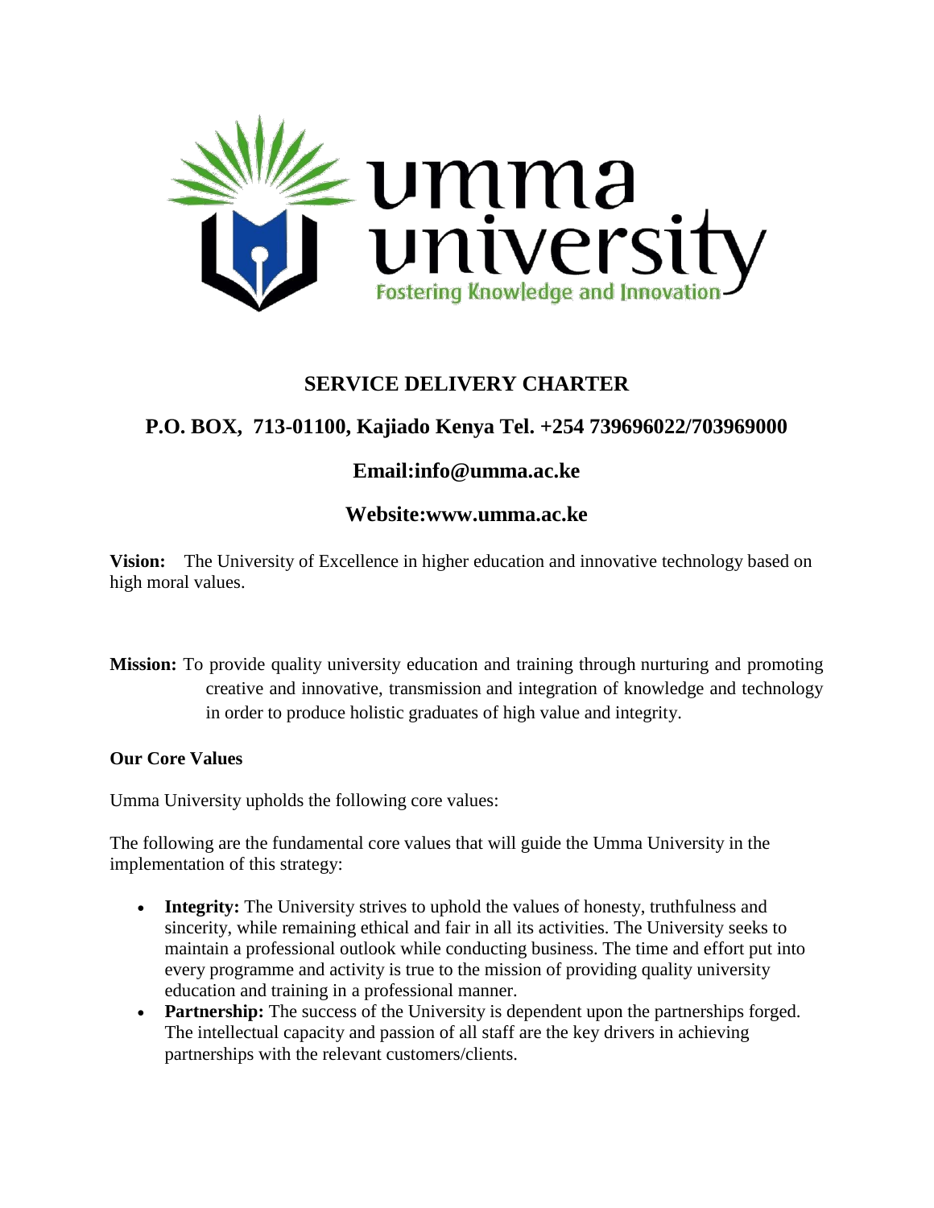umma university

Fostering Knowledge and Innovation

# SERVICE DELIVERY CHARTER

## P.O. BOX, 713-01100, Kajiado Kenya Tel. +254 739696022/703969000

## Email:info@umma.ac.ke

## Website:www.umma.ac.ke

**Vision:** The University of Excellence in higher education and innovative technology based on high moral values.

**Mission:** To provide quality university education and training through nurturing and promoting creative and innovative, transmission and integration of knowledge and technology in order to produce holistic graduates of high value and integrity.

**Our Core Values**

Umma University upholds the following core values:

The following are the fundamental core values that will guide the Umma University in the implementation of this strategy:

- **Integrity:** The University strives to uphold the values of honesty, truthfulness and sincerity, while remaining ethical and fair in all its activities. The University seeks to maintain a professional outlook while conducting business. The time and effort put into every programme and activity is true to the mission of providing quality university education and training in a professional manner.
- **Partnership:** The success of the University is dependent upon the partnerships forged. The intellectual capacity and passion of all staff are the key drivers in achieving partnerships with the relevant customers/clients.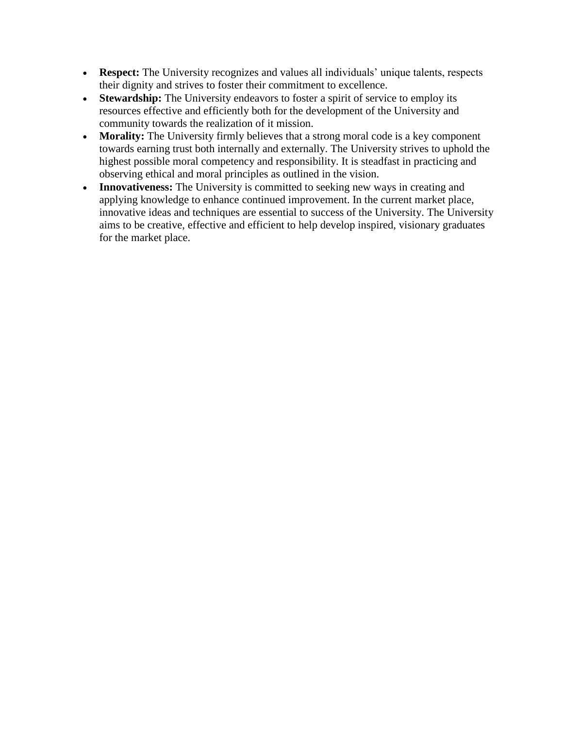- **Respect:** The University recognizes and values all individuals' unique talents, respects their dignity and strives to foster their commitment to excellence.
- **Stewardship:** The University endeavors to foster a spirit of service to employ its resources effective and efficiently both for the development of the University and community towards the realization of it mission.
- **Morality:** The University firmly believes that a strong moral code is a key component towards earning trust both internally and externally. The University strives to uphold the highest possible moral competency and responsibility. It is steadfast in practicing and observing ethical and moral principles as outlined in the vision.
- **Innovativeness:** The University is committed to seeking new ways in creating and applying knowledge to enhance continued improvement. In the current market place, innovative ideas and techniques are essential to success of the University. The University aims to be creative, effective and efficient to help develop inspired, visionary graduates for the market place.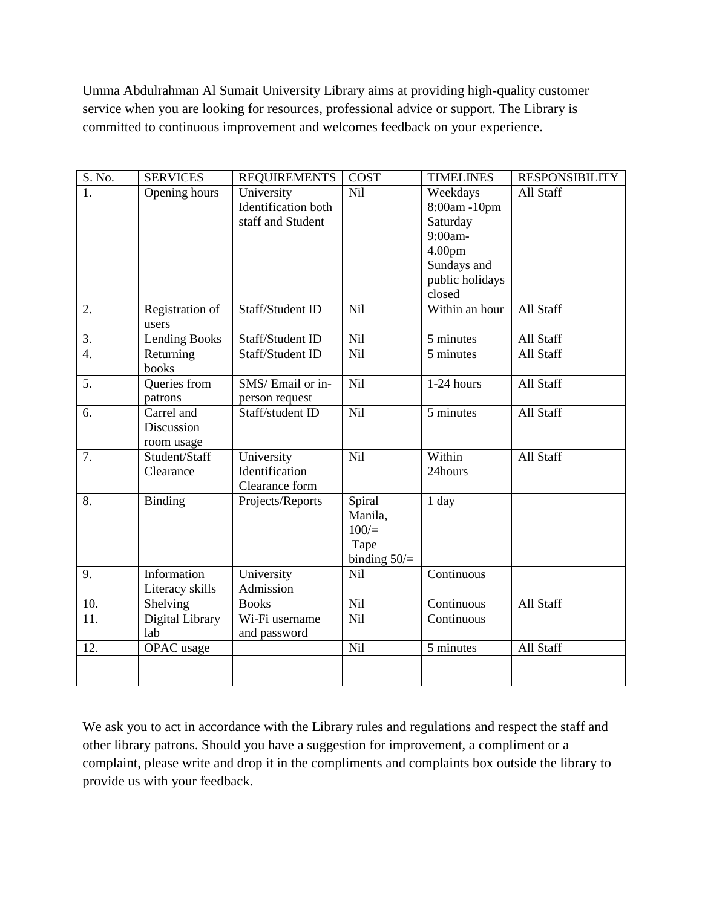Umma Abdulrahman Al Sumait University Library aims at providing high-quality customer service when you are looking for resources, professional advice or support. The Library is committed to continuous improvement and welcomes feedback on your experience.

| S. No. | SERVICES | REQUIREMENTS | COST | TIMELINES | RESPONSIBILITY |
|---|---|---|---|---|---|
| 1. | Opening hours | University Identification both staff and Student | Nil | Weekdays 8:00am -10pm Saturday 9:00am- 4.00pm Sundays and public holidays closed | All Staff |
| 2. | Registration of users | Staff/Student ID | Nil | Within an hour | All Staff |
| 3. | Lending Books | Staff/Student ID | Nil | 5 minutes | All Staff |
| 4. | Returning books | Staff/Student ID | Nil | 5 minutes | All Staff |
| 5. | Queries from patrons | SMS/ Email or in-person request | Nil | 1-24 hours | All Staff |
| 6. | Carrel and Discussion room usage | Staff/student ID | Nil | 5 minutes | All Staff |
| 7. | Student/Staff Clearance | University Identification Clearance form | Nil | Within 24hours | All Staff |
| 8. | Binding | Projects/Reports | Spiral Manila, 100/= Tape binding 50/= | 1 day | |
| 9. | Information Literacy skills | University Admission | Nil | Continuous | |
| 10. | Shelving | Books | Nil | Continuous | All Staff |
| 11. | Digital Library lab | Wi-Fi username and password | Nil | Continuous | |
| 12. | OPAC usage | | Nil | 5 minutes | All Staff |
| | | | | | |
| | | | | | |

We ask you to act in accordance with the Library rules and regulations and respect the staff and other library patrons. Should you have a suggestion for improvement, a compliment or a complaint, please write and drop it in the compliments and complaints box outside the library to provide us with your feedback.